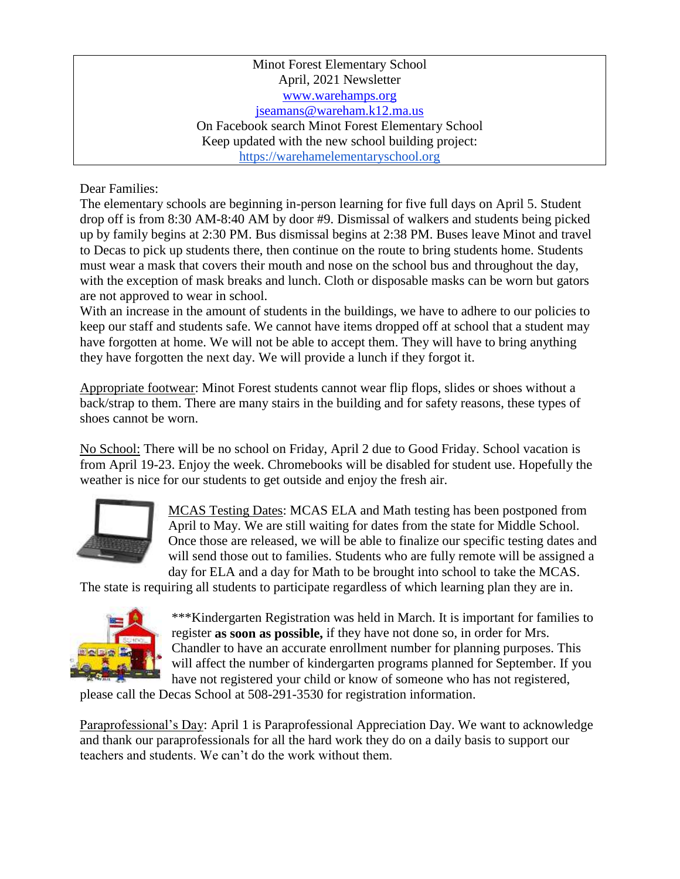Minot Forest Elementary School
April, 2021 Newsletter
www.warehamps.org
jseamans@wareham.k12.ma.us
On Facebook search Minot Forest Elementary School
Keep updated with the new school building project:
https://warehamelementaryschool.org

Dear Families:

The elementary schools are beginning in-person learning for five full days on April 5. Student drop off is from 8:30 AM-8:40 AM by door #9. Dismissal of walkers and students being picked up by family begins at 2:30 PM. Bus dismissal begins at 2:38 PM. Buses leave Minot and travel to Decas to pick up students there, then continue on the route to bring students home. Students must wear a mask that covers their mouth and nose on the school bus and throughout the day, with the exception of mask breaks and lunch. Cloth or disposable masks can be worn but gators are not approved to wear in school.

With an increase in the amount of students in the buildings, we have to adhere to our policies to keep our staff and students safe. We cannot have items dropped off at school that a student may have forgotten at home. We will not be able to accept them. They will have to bring anything they have forgotten the next day. We will provide a lunch if they forgot it.

Appropriate footwear: Minot Forest students cannot wear flip flops, slides or shoes without a back/strap to them. There are many stairs in the building and for safety reasons, these types of shoes cannot be worn.

No School: There will be no school on Friday, April 2 due to Good Friday. School vacation is from April 19-23. Enjoy the week. Chromebooks will be disabled for student use. Hopefully the weather is nice for our students to get outside and enjoy the fresh air.

MCAS Testing Dates: MCAS ELA and Math testing has been postponed from April to May. We are still waiting for dates from the state for Middle School. Once those are released, we will be able to finalize our specific testing dates and will send those out to families. Students who are fully remote will be assigned a day for ELA and a day for Math to be brought into school to take the MCAS. The state is requiring all students to participate regardless of which learning plan they are in.

***Kindergarten Registration was held in March. It is important for families to register **as soon as possible,** if they have not done so, in order for Mrs. Chandler to have an accurate enrollment number for planning purposes. This will affect the number of kindergarten programs planned for September. If you have not registered your child or know of someone who has not registered, please call the Decas School at 508-291-3530 for registration information.

Paraprofessional's Day: April 1 is Paraprofessional Appreciation Day. We want to acknowledge and thank our paraprofessionals for all the hard work they do on a daily basis to support our teachers and students. We can't do the work without them.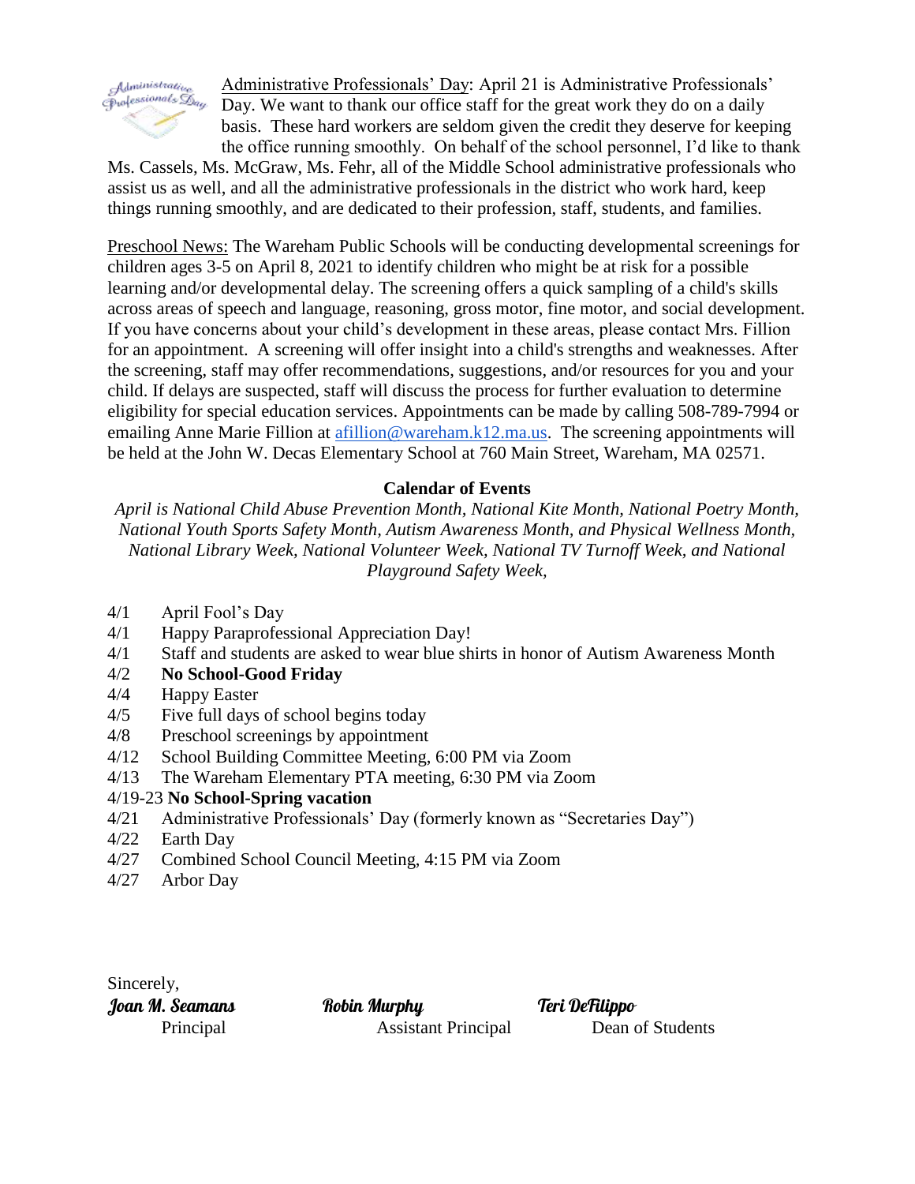Administrative Professionals' Day: April 21 is Administrative Professionals' Day. We want to thank our office staff for the great work they do on a daily basis. These hard workers are seldom given the credit they deserve for keeping the office running smoothly. On behalf of the school personnel, I'd like to thank Ms. Cassels, Ms. McGraw, Ms. Fehr, all of the Middle School administrative professionals who assist us as well, and all the administrative professionals in the district who work hard, keep things running smoothly, and are dedicated to their profession, staff, students, and families.

Preschool News: The Wareham Public Schools will be conducting developmental screenings for children ages 3-5 on April 8, 2021 to identify children who might be at risk for a possible learning and/or developmental delay. The screening offers a quick sampling of a child's skills across areas of speech and language, reasoning, gross motor, fine motor, and social development. If you have concerns about your child's development in these areas, please contact Mrs. Fillion for an appointment. A screening will offer insight into a child's strengths and weaknesses. After the screening, staff may offer recommendations, suggestions, and/or resources for you and your child. If delays are suspected, staff will discuss the process for further evaluation to determine eligibility for special education services. Appointments can be made by calling 508-789-7994 or emailing Anne Marie Fillion at afillion@wareham.k12.ma.us. The screening appointments will be held at the John W. Decas Elementary School at 760 Main Street, Wareham, MA 02571.

**Calendar of Events**

*April is National Child Abuse Prevention Month, National Kite Month, National Poetry Month, National Youth Sports Safety Month, Autism Awareness Month, and Physical Wellness Month, National Library Week, National Volunteer Week, National TV Turnoff Week, and National Playground Safety Week,*

4/1 April Fool's Day
4/1 Happy Paraprofessional Appreciation Day!
4/1 Staff and students are asked to wear blue shirts in honor of Autism Awareness Month
4/2 **No School-Good Friday**
4/4 Happy Easter
4/5 Five full days of school begins today
4/8 Preschool screenings by appointment
4/12 School Building Committee Meeting, 6:00 PM via Zoom
4/13 The Wareham Elementary PTA meeting, 6:30 PM via Zoom
4/19-23 **No School-Spring vacation**
4/21 Administrative Professionals' Day (formerly known as "Secretaries Day")
4/22 Earth Day
4/27 Combined School Council Meeting, 4:15 PM via Zoom
4/27 Arbor Day

Sincerely,

| | | |
|---|---|---|
| *Joan M. Seamans* | *Robin Murphy* | *Teri DeFilippo* |
| Principal | Assistant Principal | Dean of Students |